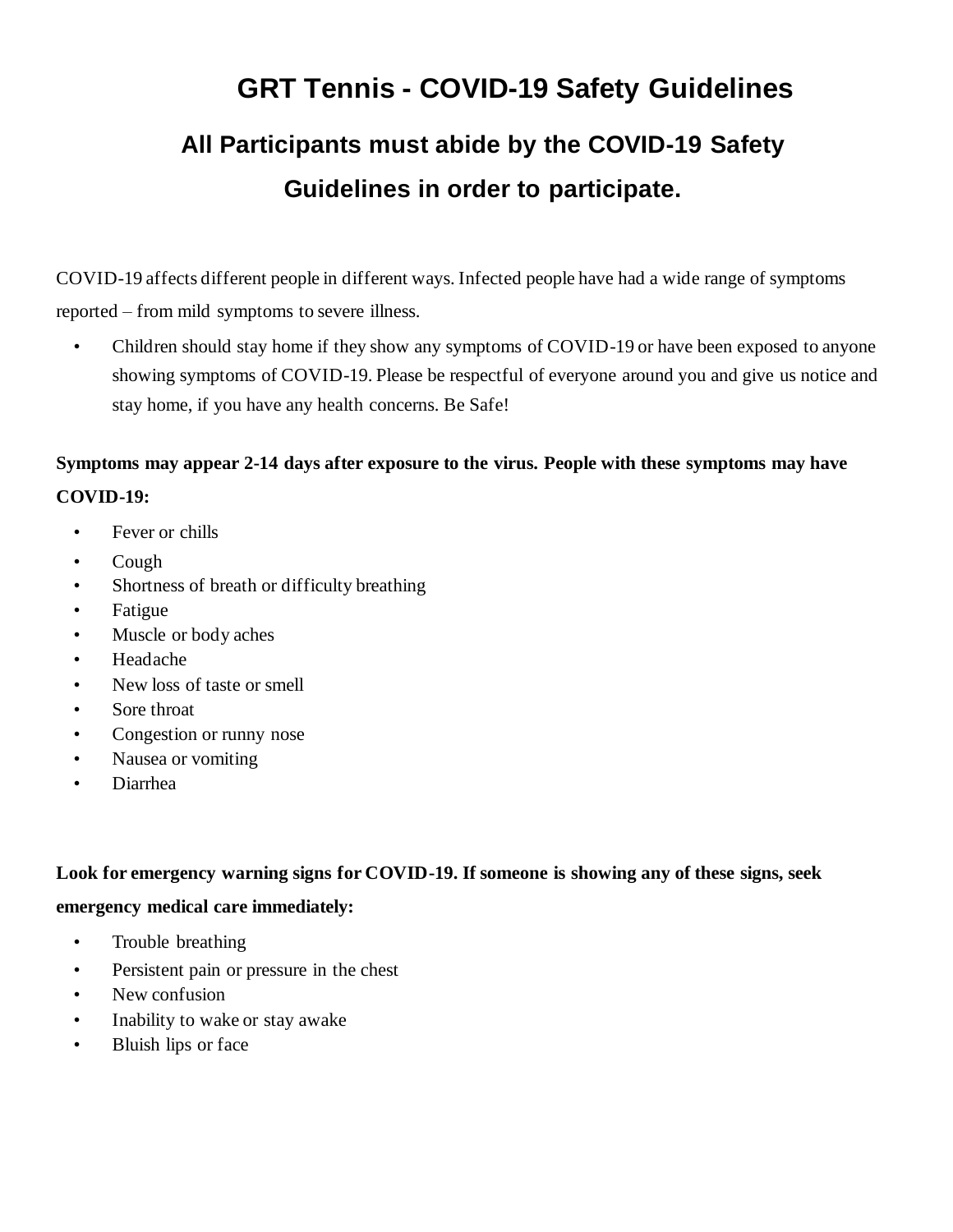# GRT Tennis - COVID-19 Safety Guidelines

## All Participants must abide by the COVID-19 Safety Guidelines in order to participate.

COVID-19 affects different people in different ways. Infected people have had a wide range of symptoms reported – from mild symptoms to severe illness.

- Children should stay home if they show any symptoms of COVID-19 or have been exposed to anyone showing symptoms of COVID-19. Please be respectful of everyone around you and give us notice and stay home, if you have any health concerns. Be Safe!

**Symptoms may appear 2-14 days after exposure to the virus. People with these symptoms may have COVID-19:**

- Fever or chills
- Cough
- Shortness of breath or difficulty breathing
- Fatigue
- Muscle or body aches
- Headache
- New loss of taste or smell
- Sore throat
- Congestion or runny nose
- Nausea or vomiting
- Diarrhea

**Look for emergency warning signs for COVID-19. If someone is showing any of these signs, seek emergency medical care immediately:**

- Trouble breathing
- Persistent pain or pressure in the chest
- New confusion
- Inability to wake or stay awake
- Bluish lips or face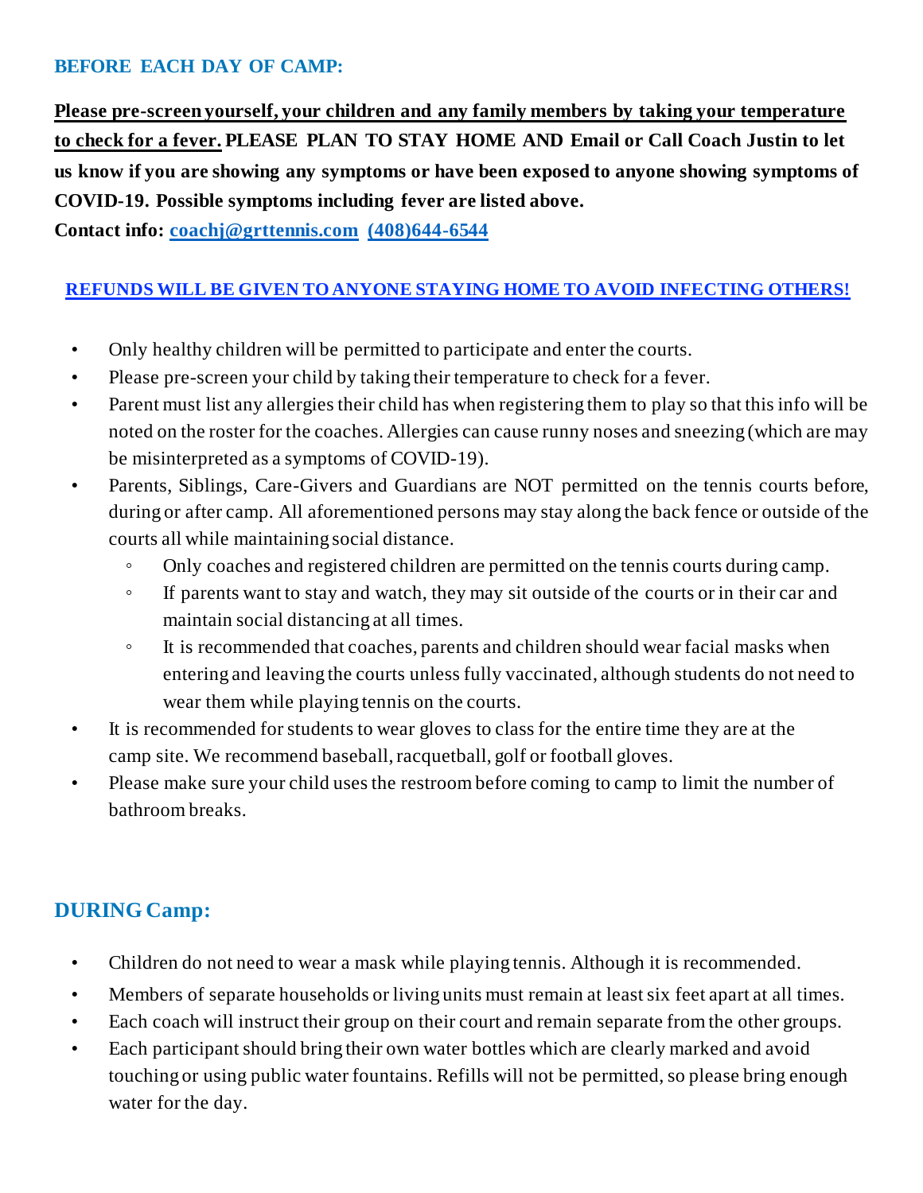## BEFORE EACH DAY OF CAMP:

**Please pre-screen yourself, your children and any family members by taking your temperature to check for a fever. PLEASE PLAN TO STAY HOME AND Email or Call Coach Justin to let us know if you are showing any symptoms or have been exposed to anyone showing symptoms of COVID-19. Possible symptoms including fever are listed above.**

**Contact info: coachj@grttennis.com (408)644-6544**

**REFUNDS WILL BE GIVEN TO ANYONE STAYING HOME TO AVOID INFECTING OTHERS!**

- Only healthy children will be permitted to participate and enter the courts.
- Please pre-screen your child by taking their temperature to check for a fever.
- Parent must list any allergies their child has when registering them to play so that this info will be noted on the roster for the coaches. Allergies can cause runny noses and sneezing (which are may be misinterpreted as a symptoms of COVID-19).
- Parents, Siblings, Care-Givers and Guardians are NOT permitted on the tennis courts before, during or after camp. All aforementioned persons may stay along the back fence or outside of the courts all while maintaining social distance.
    - Only coaches and registered children are permitted on the tennis courts during camp.
    - If parents want to stay and watch, they may sit outside of the courts or in their car and maintain social distancing at all times.
    - It is recommended that coaches, parents and children should wear facial masks when entering and leaving the courts unless fully vaccinated, although students do not need to wear them while playing tennis on the courts.
- It is recommended for students to wear gloves to class for the entire time they are at the camp site. We recommend baseball, racquetball, golf or football gloves.
- Please make sure your child uses the restroom before coming to camp to limit the number of bathroom breaks.

## DURING Camp:

- Children do not need to wear a mask while playing tennis. Although it is recommended.
- Members of separate households or living units must remain at least six feet apart at all times.
- Each coach will instruct their group on their court and remain separate from the other groups.
- Each participant should bring their own water bottles which are clearly marked and avoid touching or using public water fountains. Refills will not be permitted, so please bring enough water for the day.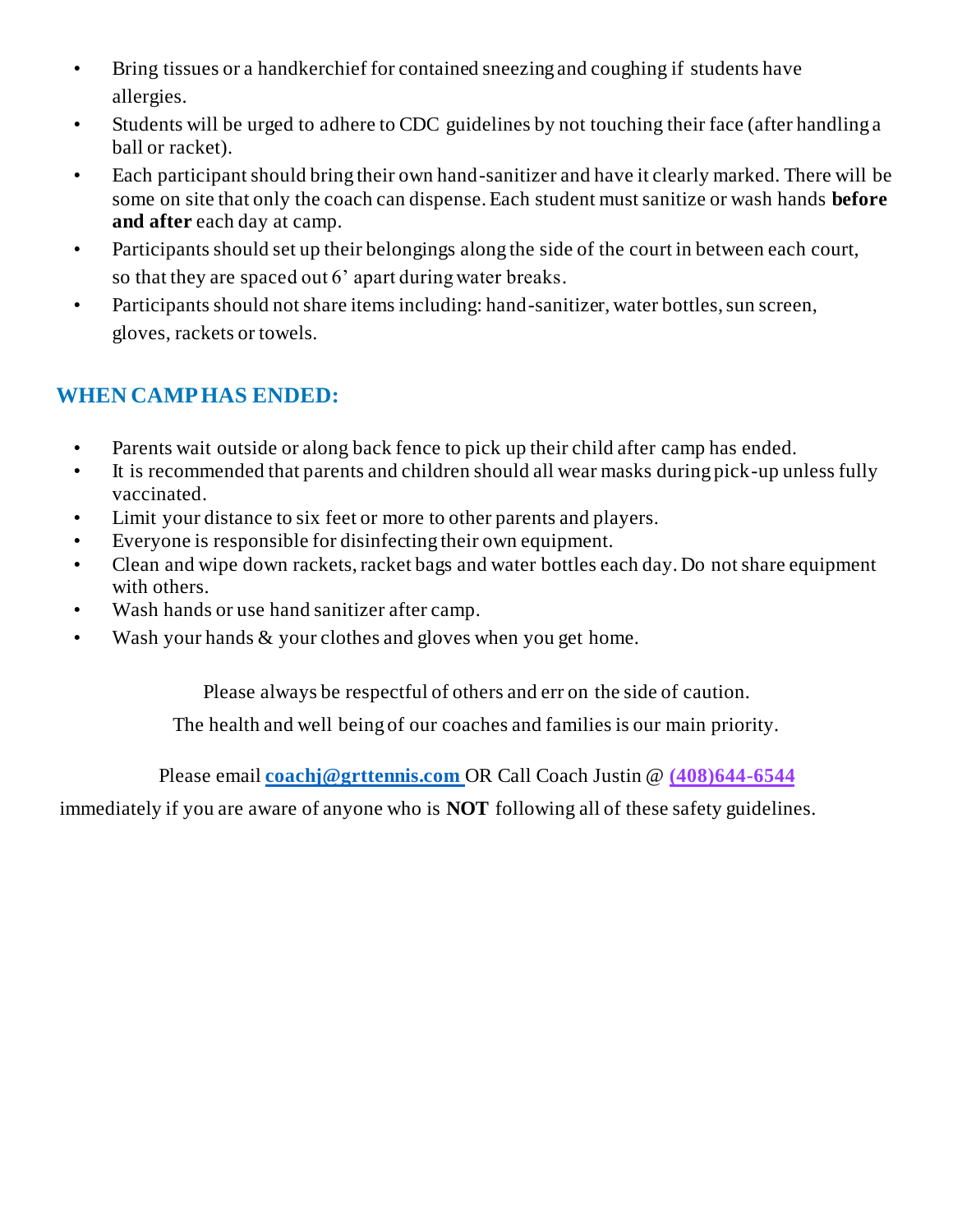- Bring tissues or a handkerchief for contained sneezing and coughing if students have allergies.
- Students will be urged to adhere to CDC guidelines by not touching their face (after handling a ball or racket).
- Each participant should bring their own hand-sanitizer and have it clearly marked. There will be some on site that only the coach can dispense. Each student must sanitize or wash hands **before and after** each day at camp.
- Participants should set up their belongings along the side of the court in between each court, so that they are spaced out 6' apart during water breaks.
- Participants should not share items including: hand-sanitizer, water bottles, sun screen, gloves, rackets or towels.

## WHEN CAMP HAS ENDED:

- Parents wait outside or along back fence to pick up their child after camp has ended.
- It is recommended that parents and children should all wear masks during pick-up unless fully vaccinated.
- Limit your distance to six feet or more to other parents and players.
- Everyone is responsible for disinfecting their own equipment.
- Clean and wipe down rackets, racket bags and water bottles each day. Do not share equipment with others.
- Wash hands or use hand sanitizer after camp.
- Wash your hands & your clothes and gloves when you get home.

Please always be respectful of others and err on the side of caution.

The health and well being of our coaches and families is our main priority.

Please email **coachj@grttennis.com** OR Call Coach Justin @ **(408)644-6544** immediately if you are aware of anyone who is **NOT** following all of these safety guidelines.